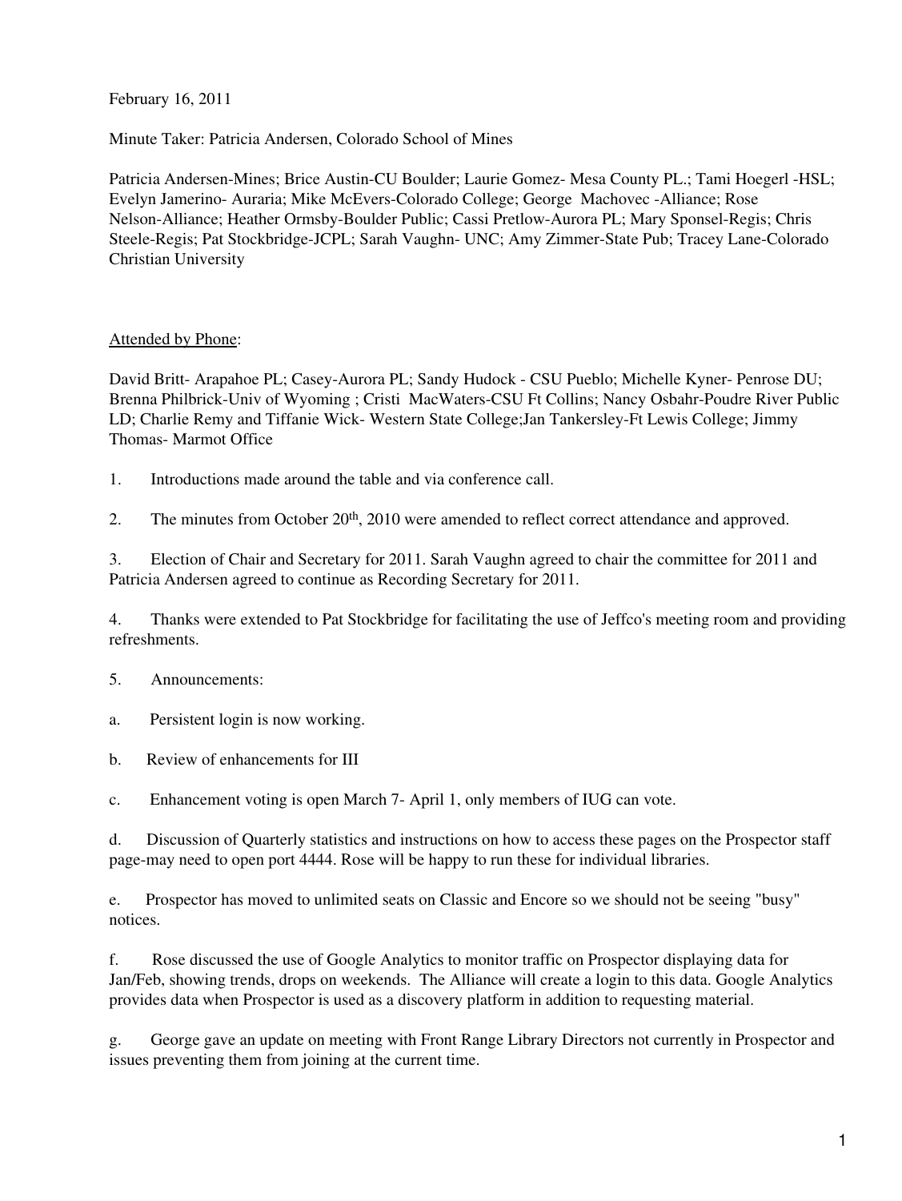February 16, 2011

Minute Taker: Patricia Andersen, Colorado School of Mines

Patricia Andersen-Mines; Brice Austin-CU Boulder; Laurie Gomez- Mesa County PL.; Tami Hoegerl -HSL; Evelyn Jamerino- Auraria; Mike McEvers-Colorado College; George Machovec -Alliance; Rose Nelson-Alliance; Heather Ormsby-Boulder Public; Cassi Pretlow-Aurora PL; Mary Sponsel-Regis; Chris Steele-Regis; Pat Stockbridge-JCPL; Sarah Vaughn- UNC; Amy Zimmer-State Pub; Tracey Lane-Colorado Christian University

Attended by Phone:

David Britt- Arapahoe PL; Casey-Aurora PL; Sandy Hudock - CSU Pueblo; Michelle Kyner- Penrose DU; Brenna Philbrick-Univ of Wyoming ; Cristi MacWaters-CSU Ft Collins; Nancy Osbahr-Poudre River Public LD; Charlie Remy and Tiffanie Wick- Western State College;Jan Tankersley-Ft Lewis College; Jimmy Thomas- Marmot Office

1. Introductions made around the table and via conference call.

2. The minutes from October 20th, 2010 were amended to reflect correct attendance and approved.

3. Election of Chair and Secretary for 2011. Sarah Vaughn agreed to chair the committee for 2011 and Patricia Andersen agreed to continue as Recording Secretary for 2011.

4. Thanks were extended to Pat Stockbridge for facilitating the use of Jeffco's meeting room and providing refreshments.

5. Announcements:

a. Persistent login is now working.

b. Review of enhancements for III

c. Enhancement voting is open March 7- April 1, only members of IUG can vote.

d. Discussion of Quarterly statistics and instructions on how to access these pages on the Prospector staff page-may need to open port 4444. Rose will be happy to run these for individual libraries.

e. Prospector has moved to unlimited seats on Classic and Encore so we should not be seeing "busy" notices.

f. Rose discussed the use of Google Analytics to monitor traffic on Prospector displaying data for Jan/Feb, showing trends, drops on weekends. The Alliance will create a login to this data. Google Analytics provides data when Prospector is used as a discovery platform in addition to requesting material.

g. George gave an update on meeting with Front Range Library Directors not currently in Prospector and issues preventing them from joining at the current time.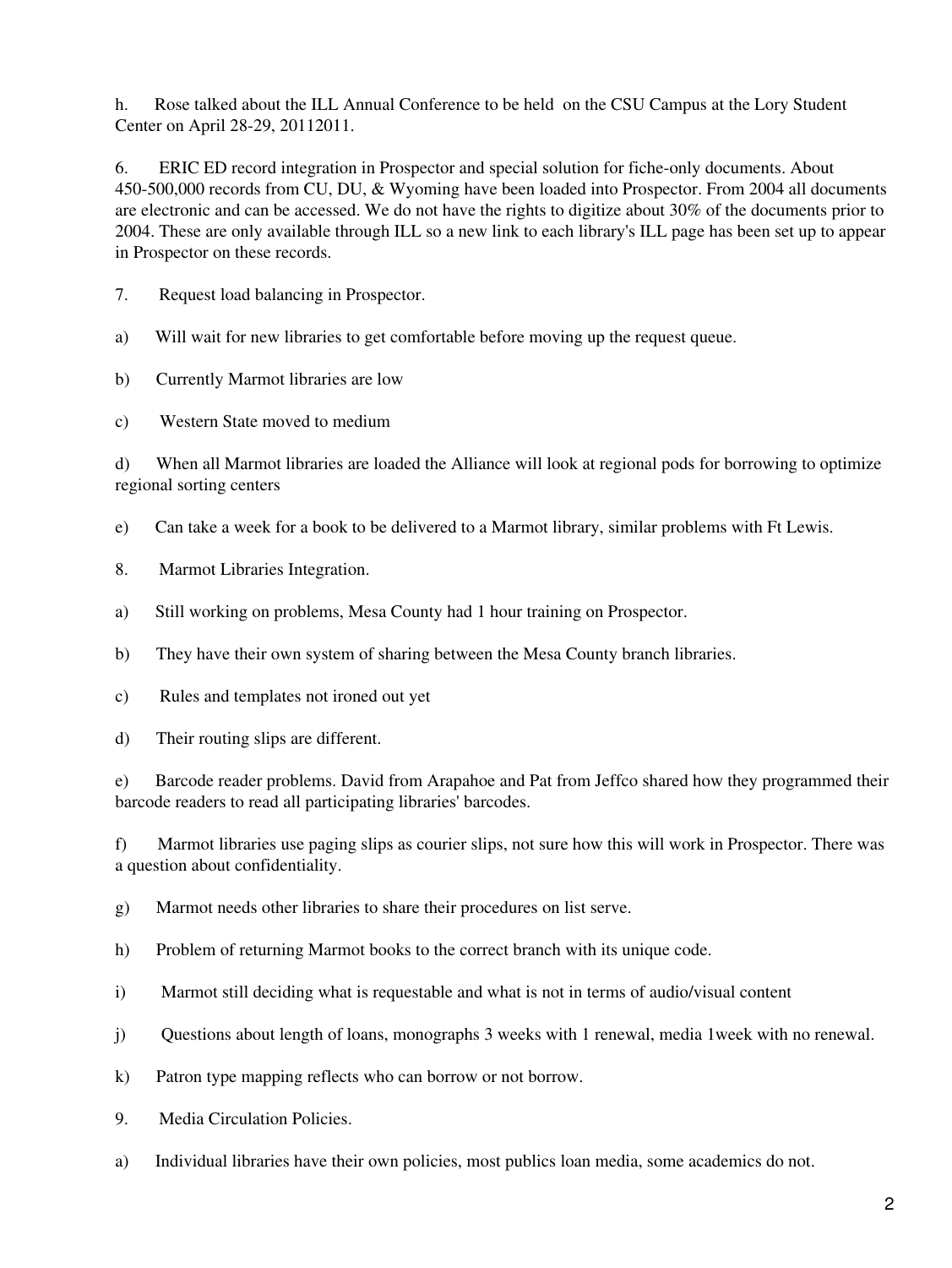h. Rose talked about the ILL Annual Conference to be held on the CSU Campus at the Lory Student Center on April 28-29, 20112011.

6. ERIC ED record integration in Prospector and special solution for fiche-only documents. About 450-500,000 records from CU, DU, & Wyoming have been loaded into Prospector. From 2004 all documents are electronic and can be accessed. We do not have the rights to digitize about 30% of the documents prior to 2004. These are only available through ILL so a new link to each library's ILL page has been set up to appear in Prospector on these records.

7. Request load balancing in Prospector.

a) Will wait for new libraries to get comfortable before moving up the request queue.

b) Currently Marmot libraries are low

c) Western State moved to medium

d) When all Marmot libraries are loaded the Alliance will look at regional pods for borrowing to optimize regional sorting centers

e) Can take a week for a book to be delivered to a Marmot library, similar problems with Ft Lewis.

8. Marmot Libraries Integration.

a) Still working on problems, Mesa County had 1 hour training on Prospector.

b) They have their own system of sharing between the Mesa County branch libraries.

c) Rules and templates not ironed out yet

d) Their routing slips are different.

e) Barcode reader problems. David from Arapahoe and Pat from Jeffco shared how they programmed their barcode readers to read all participating libraries' barcodes.

f) Marmot libraries use paging slips as courier slips, not sure how this will work in Prospector. There was a question about confidentiality.

g) Marmot needs other libraries to share their procedures on list serve.

h) Problem of returning Marmot books to the correct branch with its unique code.

i) Marmot still deciding what is requestable and what is not in terms of audio/visual content

j) Questions about length of loans, monographs 3 weeks with 1 renewal, media 1week with no renewal.

k) Patron type mapping reflects who can borrow or not borrow.

9. Media Circulation Policies.

a) Individual libraries have their own policies, most publics loan media, some academics do not.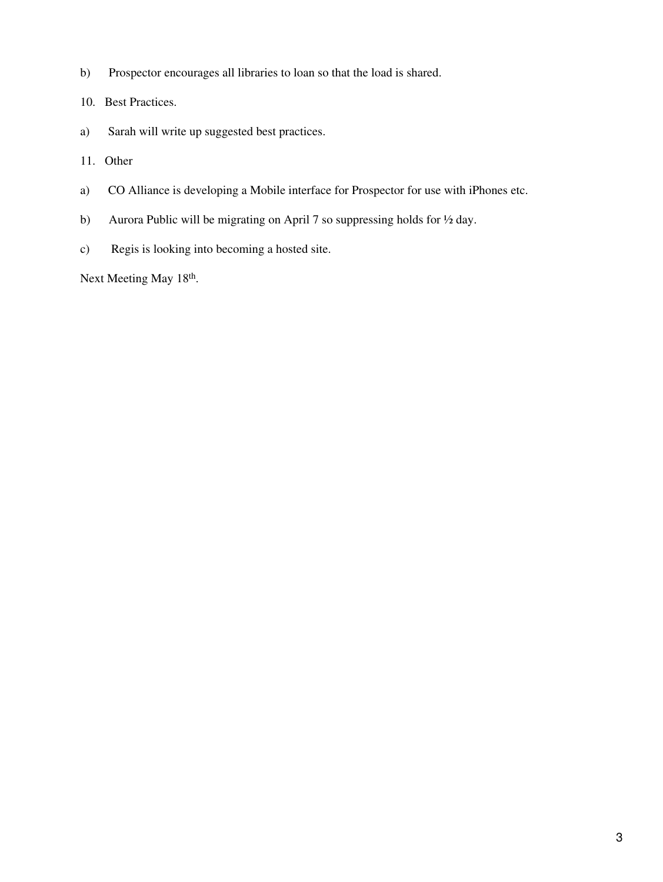b) Prospector encourages all libraries to loan so that the load is shared.

10. Best Practices.

a) Sarah will write up suggested best practices.

11. Other

a) CO Alliance is developing a Mobile interface for Prospector for use with iPhones etc.

b) Aurora Public will be migrating on April 7 so suppressing holds for ½ day.

c) Regis is looking into becoming a hosted site.

Next Meeting May 18th.